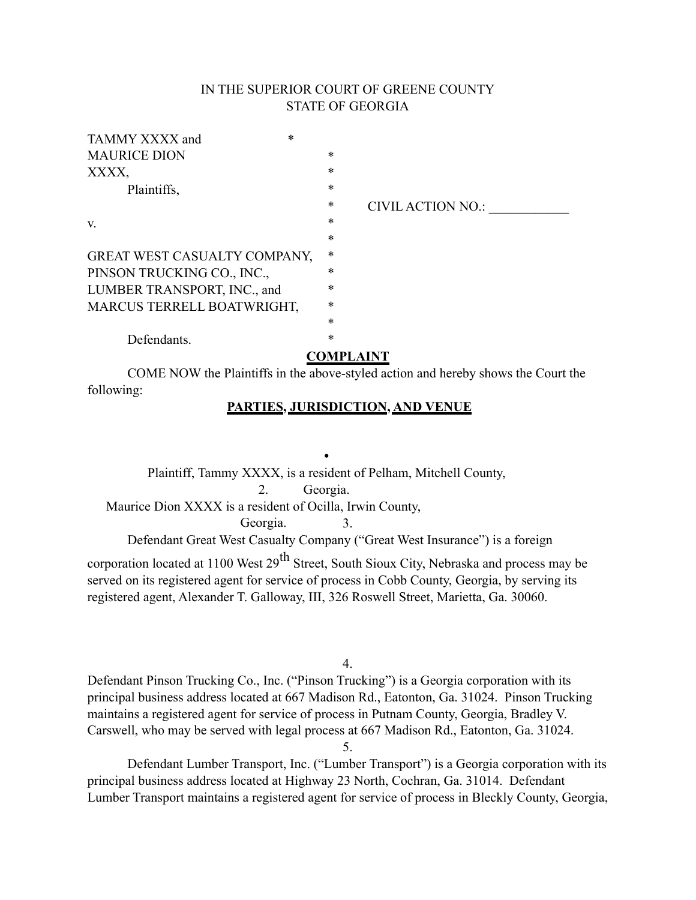IN THE SUPERIOR COURT OF GREENE COUNTY
STATE OF GEORGIA

TAMMY XXXX and *
MAURICE DION *
XXXX, *
Plaintiffs, *
 * CIVIL ACTION NO.: ____________
v. *
 *
GREAT WEST CASUALTY COMPANY, *
PINSON TRUCKING CO., INC., *
LUMBER TRANSPORT, INC., and *
MARCUS TERRELL BOATWRIGHT, *
 *
Defendants. *

## COMPLAINT

COME NOW the Plaintiffs in the above-styled action and hereby shows the Court the following:

## PARTIES, JURISDICTION, AND VENUE

1.

Plaintiff, Tammy XXXX, is a resident of Pelham, Mitchell County, Georgia.

2.

Maurice Dion XXXX is a resident of Ocilla, Irwin County, Georgia.

3.

Defendant Great West Casualty Company ("Great West Insurance") is a foreign corporation located at 1100 West 29th Street, South Sioux City, Nebraska and process may be served on its registered agent for service of process in Cobb County, Georgia, by serving its registered agent, Alexander T. Galloway, III, 326 Roswell Street, Marietta, Ga. 30060.

4.

Defendant Pinson Trucking Co., Inc. ("Pinson Trucking") is a Georgia corporation with its principal business address located at 667 Madison Rd., Eatonton, Ga. 31024. Pinson Trucking maintains a registered agent for service of process in Putnam County, Georgia, Bradley V. Carswell, who may be served with legal process at 667 Madison Rd., Eatonton, Ga. 31024.

5.

Defendant Lumber Transport, Inc. ("Lumber Transport") is a Georgia corporation with its principal business address located at Highway 23 North, Cochran, Ga. 31014. Defendant Lumber Transport maintains a registered agent for service of process in Bleckly County, Georgia,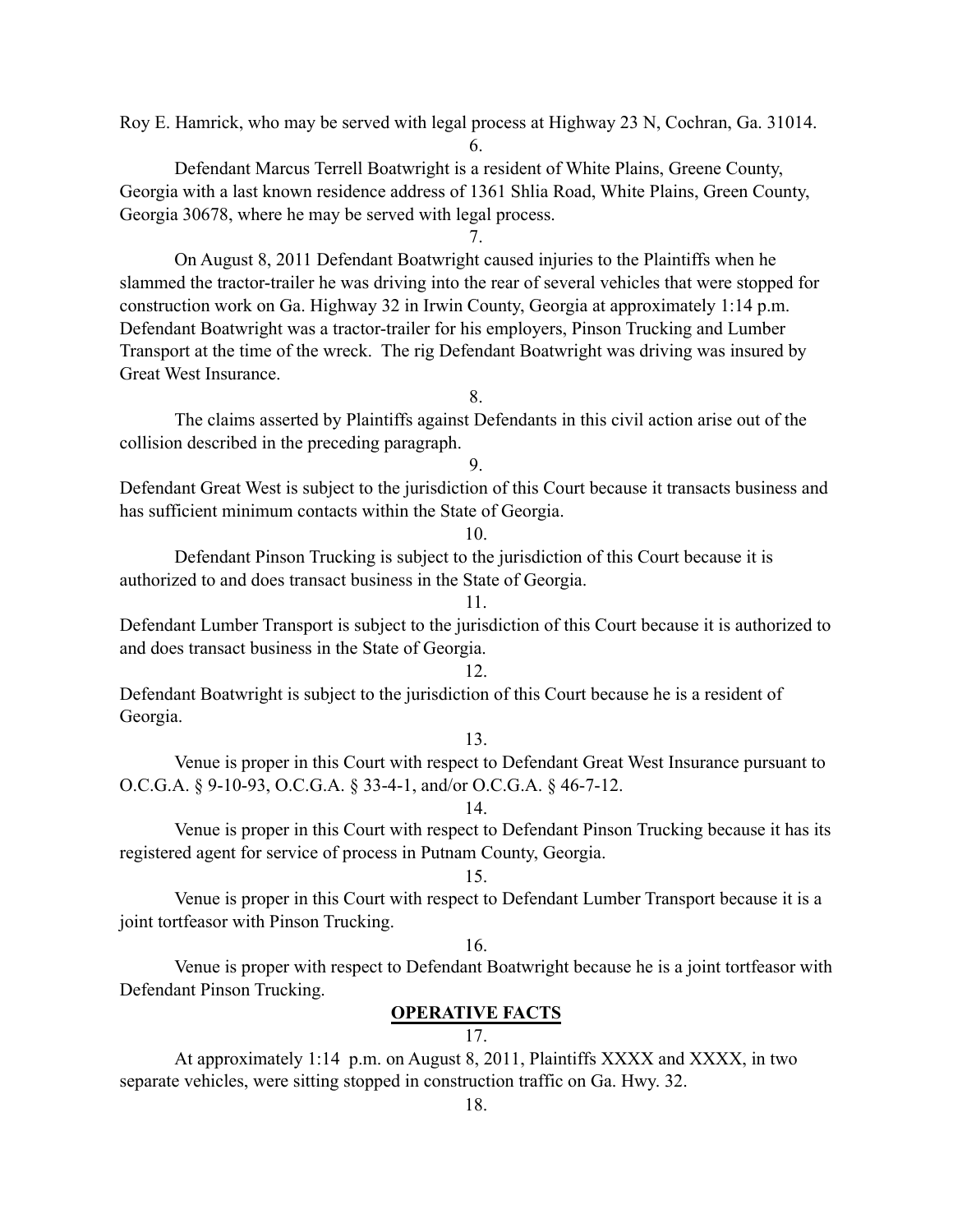Roy E. Hamrick, who may be served with legal process at Highway 23 N, Cochran, Ga. 31014.

6.

Defendant Marcus Terrell Boatwright is a resident of White Plains, Greene County, Georgia with a last known residence address of 1361 Shlia Road, White Plains, Green County, Georgia 30678, where he may be served with legal process.

7.

On August 8, 2011 Defendant Boatwright caused injuries to the Plaintiffs when he slammed the tractor-trailer he was driving into the rear of several vehicles that were stopped for construction work on Ga. Highway 32 in Irwin County, Georgia at approximately 1:14 p.m. Defendant Boatwright was a tractor-trailer for his employers, Pinson Trucking and Lumber Transport at the time of the wreck. The rig Defendant Boatwright was driving was insured by Great West Insurance.

8.

The claims asserted by Plaintiffs against Defendants in this civil action arise out of the collision described in the preceding paragraph.

9.

Defendant Great West is subject to the jurisdiction of this Court because it transacts business and has sufficient minimum contacts within the State of Georgia.

10.

Defendant Pinson Trucking is subject to the jurisdiction of this Court because it is authorized to and does transact business in the State of Georgia.

11.

Defendant Lumber Transport is subject to the jurisdiction of this Court because it is authorized to and does transact business in the State of Georgia.

12.

Defendant Boatwright is subject to the jurisdiction of this Court because he is a resident of Georgia.

13.

Venue is proper in this Court with respect to Defendant Great West Insurance pursuant to O.C.G.A. § 9-10-93, O.C.G.A. § 33-4-1, and/or O.C.G.A. § 46-7-12.

14.

Venue is proper in this Court with respect to Defendant Pinson Trucking because it has its registered agent for service of process in Putnam County, Georgia.

15.

Venue is proper in this Court with respect to Defendant Lumber Transport because it is a joint tortfeasor with Pinson Trucking.

16.

Venue is proper with respect to Defendant Boatwright because he is a joint tortfeasor with Defendant Pinson Trucking.

**OPERATIVE FACTS**

17.

At approximately 1:14 p.m. on August 8, 2011, Plaintiffs XXXX and XXXX, in two separate vehicles, were sitting stopped in construction traffic on Ga. Hwy. 32.

18.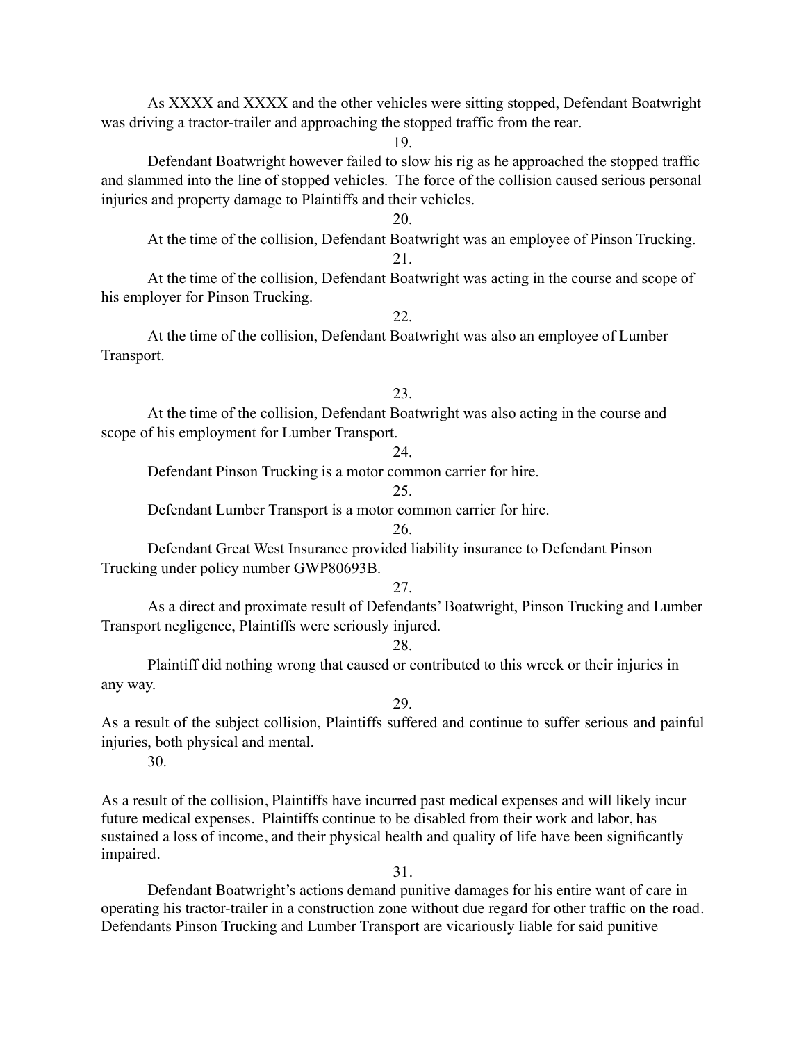As XXXX and XXXX and the other vehicles were sitting stopped, Defendant Boatwright was driving a tractor-trailer and approaching the stopped traffic from the rear.

19.

Defendant Boatwright however failed to slow his rig as he approached the stopped traffic and slammed into the line of stopped vehicles. The force of the collision caused serious personal injuries and property damage to Plaintiffs and their vehicles.

20.

At the time of the collision, Defendant Boatwright was an employee of Pinson Trucking.

21.

At the time of the collision, Defendant Boatwright was acting in the course and scope of his employer for Pinson Trucking.

22.

At the time of the collision, Defendant Boatwright was also an employee of Lumber Transport.

23.

At the time of the collision, Defendant Boatwright was also acting in the course and scope of his employment for Lumber Transport.

24.

Defendant Pinson Trucking is a motor common carrier for hire.

25.

Defendant Lumber Transport is a motor common carrier for hire.

26.

Defendant Great West Insurance provided liability insurance to Defendant Pinson Trucking under policy number GWP80693B.

27.

As a direct and proximate result of Defendants' Boatwright, Pinson Trucking and Lumber Transport negligence, Plaintiffs were seriously injured.

28.

Plaintiff did nothing wrong that caused or contributed to this wreck or their injuries in any way.

29.

As a result of the subject collision, Plaintiffs suffered and continue to suffer serious and painful injuries, both physical and mental.

30.

As a result of the collision, Plaintiffs have incurred past medical expenses and will likely incur future medical expenses. Plaintiffs continue to be disabled from their work and labor, has sustained a loss of income, and their physical health and quality of life have been significantly impaired.

31.

Defendant Boatwright's actions demand punitive damages for his entire want of care in operating his tractor-trailer in a construction zone without due regard for other traffic on the road. Defendants Pinson Trucking and Lumber Transport are vicariously liable for said punitive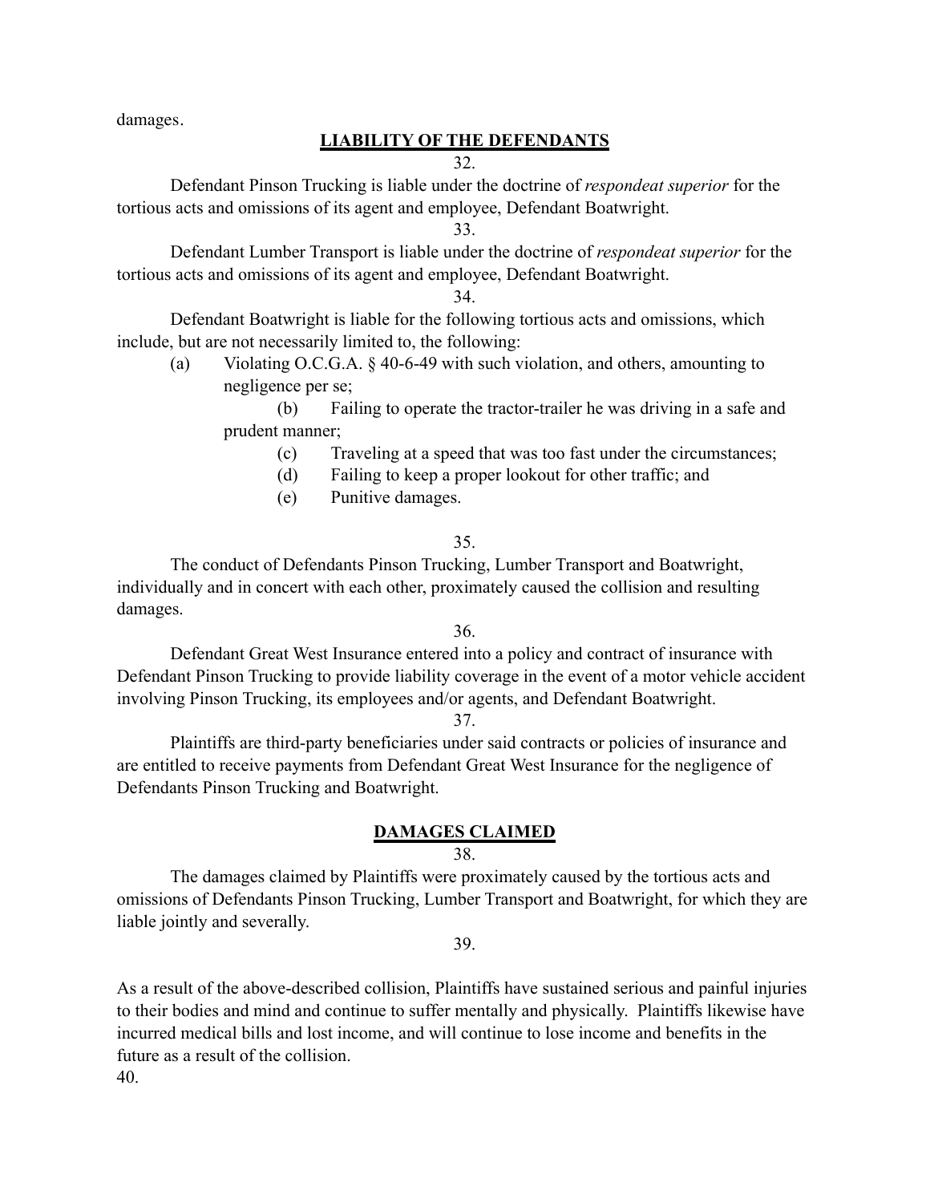damages.

## LIABILITY OF THE DEFENDANTS

32.

Defendant Pinson Trucking is liable under the doctrine of *respondeat superior* for the tortious acts and omissions of its agent and employee, Defendant Boatwright.

33.

Defendant Lumber Transport is liable under the doctrine of *respondeat superior* for the tortious acts and omissions of its agent and employee, Defendant Boatwright.

34.

Defendant Boatwright is liable for the following tortious acts and omissions, which include, but are not necessarily limited to, the following:

(a) Violating O.C.G.A. § 40-6-49 with such violation, and others, amounting to negligence per se;

(b) Failing to operate the tractor-trailer he was driving in a safe and prudent manner;

(c) Traveling at a speed that was too fast under the circumstances;

(d) Failing to keep a proper lookout for other traffic; and

(e) Punitive damages.

35.

The conduct of Defendants Pinson Trucking, Lumber Transport and Boatwright, individually and in concert with each other, proximately caused the collision and resulting damages.

36.

Defendant Great West Insurance entered into a policy and contract of insurance with Defendant Pinson Trucking to provide liability coverage in the event of a motor vehicle accident involving Pinson Trucking, its employees and/or agents, and Defendant Boatwright.

37.

Plaintiffs are third-party beneficiaries under said contracts or policies of insurance and are entitled to receive payments from Defendant Great West Insurance for the negligence of Defendants Pinson Trucking and Boatwright.

## DAMAGES CLAIMED

38.

The damages claimed by Plaintiffs were proximately caused by the tortious acts and omissions of Defendants Pinson Trucking, Lumber Transport and Boatwright, for which they are liable jointly and severally.

39.

As a result of the above-described collision, Plaintiffs have sustained serious and painful injuries to their bodies and mind and continue to suffer mentally and physically. Plaintiffs likewise have incurred medical bills and lost income, and will continue to lose income and benefits in the future as a result of the collision.

40.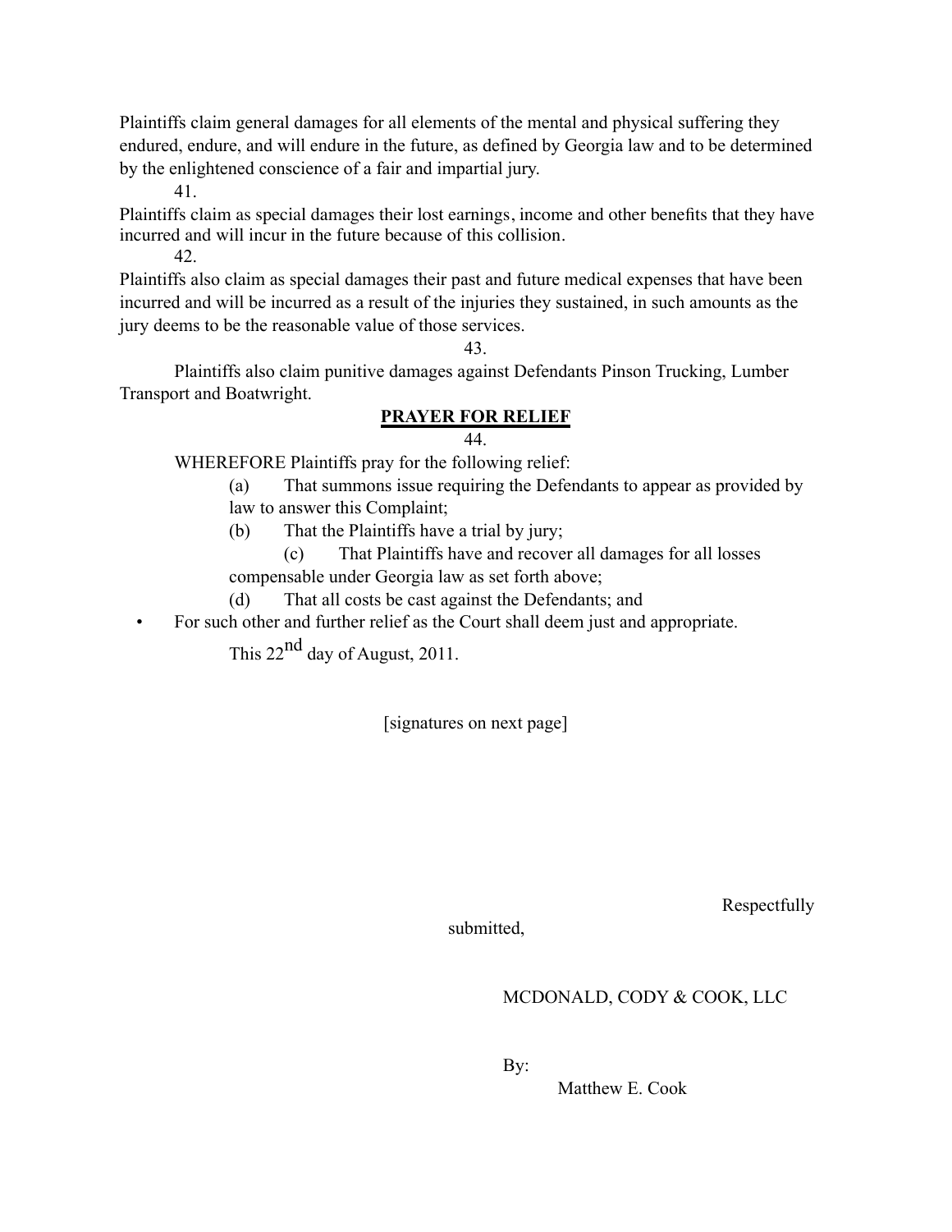Plaintiffs claim general damages for all elements of the mental and physical suffering they endured, endure, and will endure in the future, as defined by Georgia law and to be determined by the enlightened conscience of a fair and impartial jury.

41.

Plaintiffs claim as special damages their lost earnings, income and other benefits that they have incurred and will incur in the future because of this collision.

42.

Plaintiffs also claim as special damages their past and future medical expenses that have been incurred and will be incurred as a result of the injuries they sustained, in such amounts as the jury deems to be the reasonable value of those services.

43.

Plaintiffs also claim punitive damages against Defendants Pinson Trucking, Lumber Transport and Boatwright.

**PRAYER FOR RELIEF**

44.

WHEREFORE Plaintiffs pray for the following relief:

(a) That summons issue requiring the Defendants to appear as provided by law to answer this Complaint;

(b) That the Plaintiffs have a trial by jury;

(c) That Plaintiffs have and recover all damages for all losses compensable under Georgia law as set forth above;

(d) That all costs be cast against the Defendants; and

- For such other and further relief as the Court shall deem just and appropriate.

This 22nd day of August, 2011.

[signatures on next page]

Respectfully submitted,

MCDONALD, CODY & COOK, LLC

By:
Matthew E. Cook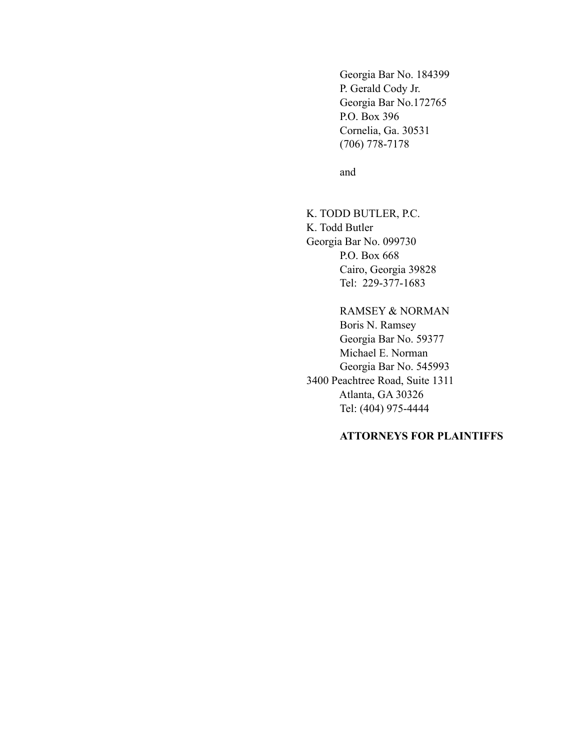Georgia Bar No. 184399
P. Gerald Cody Jr.
Georgia Bar No.172765
P.O. Box 396
Cornelia, Ga. 30531
(706) 778-7178

and

K. TODD BUTLER, P.C.
K. Todd Butler
Georgia Bar No. 099730
P.O. Box 668
Cairo, Georgia 39828
Tel: 229-377-1683

RAMSEY & NORMAN
Boris N. Ramsey
Georgia Bar No. 59377
Michael E. Norman
Georgia Bar No. 545993
3400 Peachtree Road, Suite 1311
Atlanta, GA 30326
Tel: (404) 975-4444

**ATTORNEYS FOR PLAINTIFFS**